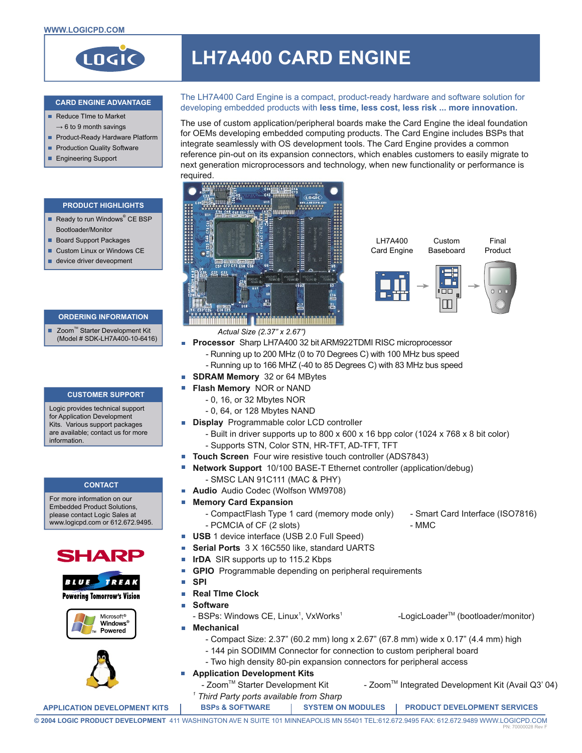WWW.LOGICPD.COM

# LH7A400 CARD ENGINE

The LH7A400 Card Engine is a compact, product-ready hardware and software solution for developing embedded products with **less time, less cost, less risk ... more innovation.**

The use of custom application/peripheral boards make the Card Engine the ideal foundation for OEMs developing embedded computing products. The Card Engine includes BSPs that integrate seamlessly with OS development tools. The Card Engine provides a common reference pin-out on its expansion connectors, which enables customers to easily migrate to next generation microprocessors and technology, when new functionality or performance is required.

LH7A400 Card Engine → Custom Baseboard → Final Product

*Actual Size (2.37" x 2.67")*

- **Processor** Sharp LH7A400 32 bit ARM922TDMI RISC microprocessor
  - Running up to 200 MHz (0 to 70 Degrees C) with 100 MHz bus speed
  - Running up to 166 MHZ (-40 to 85 Degrees C) with 83 MHz bus speed
- **SDRAM Memory** 32 or 64 MBytes
- **Flash Memory** NOR or NAND
  - 0, 16, or 32 Mbytes NOR
  - 0, 64, or 128 Mbytes NAND
- **Display** Programmable color LCD controller
  - Built in driver supports up to 800 x 600 x 16 bpp color (1024 x 768 x 8 bit color)
  - Supports STN, Color STN, HR-TFT, AD-TFT, TFT
- **Touch Screen** Four wire resistive touch controller (ADS7843)
- **Network Support** 10/100 BASE-T Ethernet controller (application/debug)
  - SMSC LAN 91C111 (MAC & PHY)
- **Audio** Audio Codec (Wolfson WM9708)
- **Memory Card Expansion**
  - CompactFlash Type 1 card (memory mode only)
  - PCMCIA of CF (2 slots)
  - Smart Card Interface (ISO7816)
  - MMC
- **USB** 1 device interface (USB 2.0 Full Speed)
- **Serial Ports** 3 X 16C550 like, standard UARTS
- **IrDA** SIR supports up to 115.2 Kbps
- **GPIO** Programmable depending on peripheral requirements
- **SPI**
- **Real TIme Clock**
- **Software**
  - BSPs: Windows CE, Linux[1], VxWorks[1]
  - LogicLoader™ (bootloader/monitor)
- **Mechanical**
  - Compact Size: 2.37" (60.2 mm) long x 2.67" (67.8 mm) wide x 0.17" (4.4 mm) high
  - 144 pin SODIMM Connector for connection to custom peripheral board
  - Two high density 80-pin expansion connectors for peripheral access
- **Application Development Kits**
  - Zoom™ Starter Development Kit
  - Zoom™ Integrated Development Kit (Avail Q3' 04)

[1] *Third Party ports available from Sharp*

## CARD ENGINE ADVANTAGE

- Reduce TIme to Market
  → 6 to 9 month savings
- Product-Ready Hardware Platform
- Production Quality Software
- Engineering Support

## PRODUCT HIGHLIGHTS

- Ready to run Windows® CE BSP
- Bootloader/Monitor
- Board Support Packages
- Custom Linux or Windows CE
- device driver deveopment

## ORDERING INFORMATION

- Zoom™ Starter Development Kit (Model # SDK-LH7A400-10-6416)

## CUSTOMER SUPPORT

Logic provides technical support for Application Development Kits. Various support packages are available; contact us for more information.

## CONTACT

For more information on our Embedded Product Solutions, please contact Logic Sales at www.logicpd.com or 612.672.9495.

SHARP

BLUE STREAK — Powering Tomorrow's Vision

Microsoft® Windows® Powered

APPLICATION DEVELOPMENT KITS | BSPs & SOFTWARE | SYSTEM ON MODULES | PRODUCT DEVELOPMENT SERVICES

© 2004 LOGIC PRODUCT DEVELOPMENT 411 WASHINGTON AVE N SUITE 101 MINNEAPOLIS MN 55401 TEL:612.672.9495 FAX: 612.672.9489 WWW.LOGICPD.COM

PN: 70000028 Rev F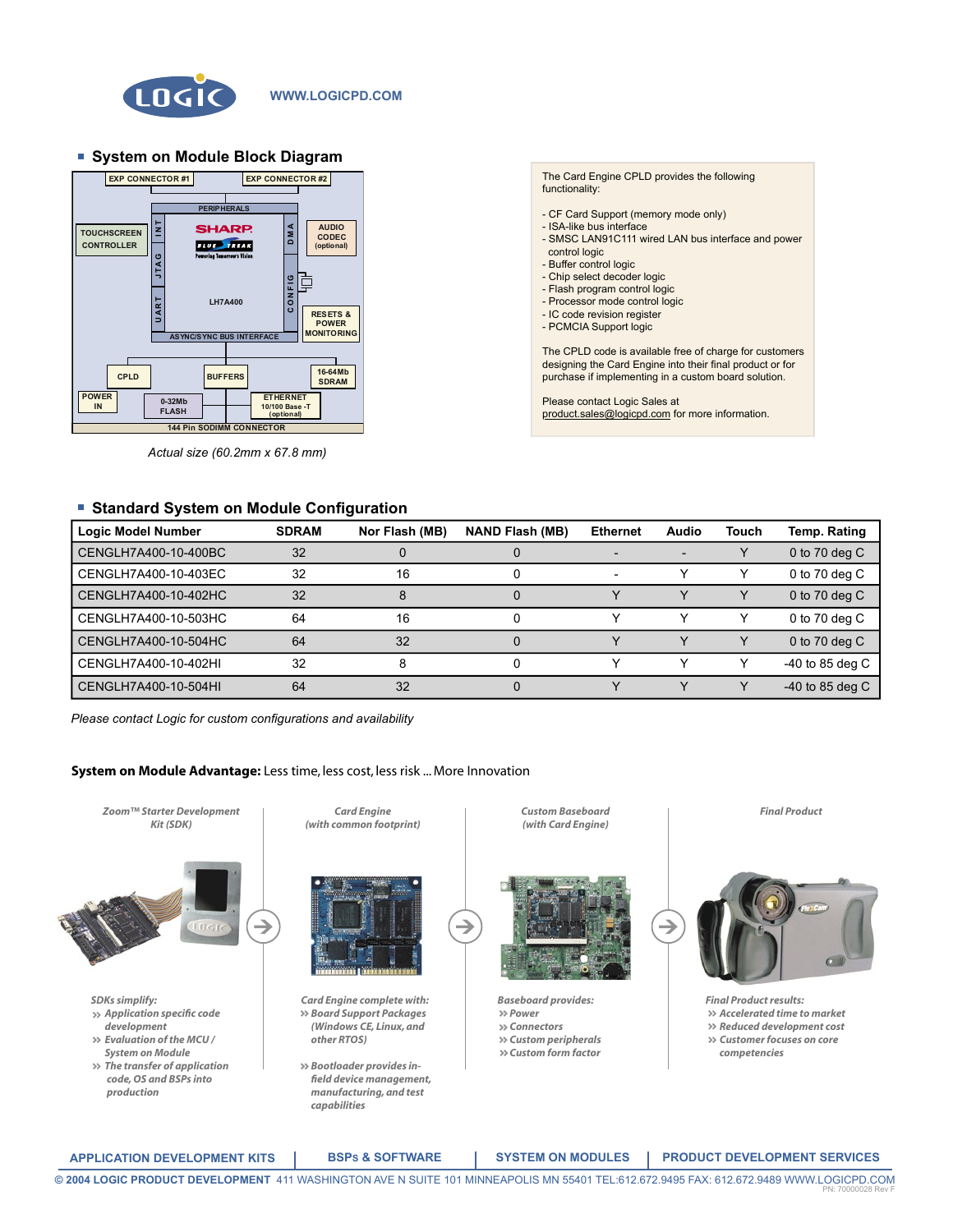WWW.LOGICPD.COM

## System on Module Block Diagram

EXP CONNECTOR #1
EXP CONNECTOR #2
PERIPHERALS
TOUCHSCREEN CONTROLLER
INT
JTAG
UART
SHARP
LH7A400
DMA
CONFIG
AUDIO CODEC (optional)
RESETS & POWER MONITORING
ASYNC/SYNC BUS INTERFACE
CPLD
BUFFERS
16-64Mb SDRAM
POWER IN
0-32Mb FLASH
ETHERNET 10/100 Base -T (optional)
144 Pin SODIMM CONNECTOR

*Actual size (60.2mm x 67.8 mm)*

The Card Engine CPLD provides the following functionality:

- CF Card Support (memory mode only)
- ISA-like bus interface
- SMSC LAN91C111 wired LAN bus interface and power control logic
- Buffer control logic
- Chip select decoder logic
- Flash program control logic
- Processor mode control logic
- IC code revision register
- PCMCIA Support logic

The CPLD code is available free of charge for customers designing the Card Engine into their final product or for purchase if implementing in a custom board solution.

Please contact Logic Sales at product.sales@logicpd.com for more information.

## Standard System on Module Configuration

| Logic Model Number | SDRAM | Nor Flash (MB) | NAND Flash (MB) | Ethernet | Audio | Touch | Temp. Rating |
|---|---|---|---|---|---|---|---|
| CENGLH7A400-10-400BC | 32 | 0 | 0 | - | - | Y | 0 to 70 deg C |
| CENGLH7A400-10-403EC | 32 | 16 | 0 | - | Y | Y | 0 to 70 deg C |
| CENGLH7A400-10-402HC | 32 | 8 | 0 | Y | Y | Y | 0 to 70 deg C |
| CENGLH7A400-10-503HC | 64 | 16 | 0 | Y | Y | Y | 0 to 70 deg C |
| CENGLH7A400-10-504HC | 64 | 32 | 0 | Y | Y | Y | 0 to 70 deg C |
| CENGLH7A400-10-402HI | 32 | 8 | 0 | Y | Y | Y | -40 to 85 deg C |
| CENGLH7A400-10-504HI | 64 | 32 | 0 | Y | Y | Y | -40 to 85 deg C |

*Please contact Logic for custom configurations and availability*

**System on Module Advantage:** Less time, less cost, less risk ... More Innovation

*Zoom™ Starter Development Kit (SDK)*

*SDKs simplify:*
- *Application specific code development*
- *Evaluation of the MCU / System on Module*
- *The transfer of application code, OS and BSPs into production*

*Card Engine (with common footprint)*

*Card Engine complete with:*
- *Board Support Packages (Windows CE, Linux, and other RTOS)*
- *Bootloader provides in-field device management, manufacturing, and test capabilities*

*Custom Baseboard (with Card Engine)*

*Baseboard provides:*
- *Power*
- *Connectors*
- *Custom peripherals*
- *Custom form factor*

*Final Product*

*Final Product results:*
- *Accelerated time to market*
- *Reduced development cost*
- *Customer focuses on core competencies*

APPLICATION DEVELOPMENT KITS | BSPs & SOFTWARE | SYSTEM ON MODULES | PRODUCT DEVELOPMENT SERVICES

© 2004 LOGIC PRODUCT DEVELOPMENT 411 WASHINGTON AVE N SUITE 101 MINNEAPOLIS MN 55401 TEL:612.672.9495 FAX: 612.672.9489 WWW.LOGICPD.COM

PN: 70000028 Rev F